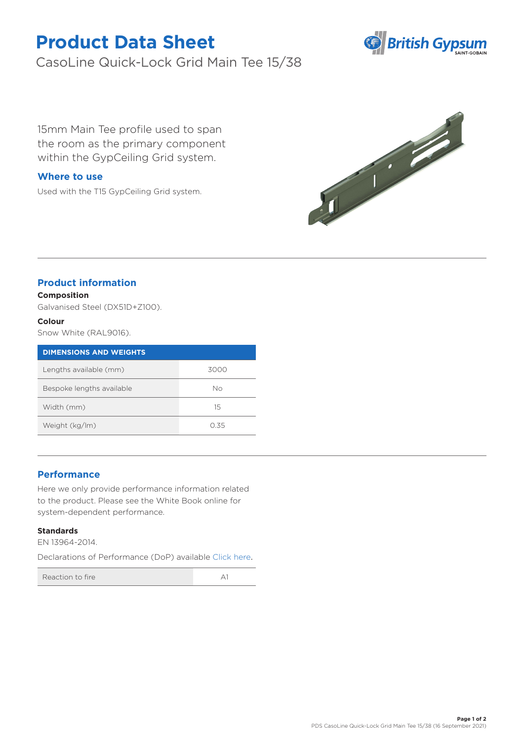# Product Data Sheet

CasoLine Quick-Lock Grid Main Tee 15/38

15mm Main Tee profile used to span the room as the primary component within the GypCeiling Grid system.

## Where to use

Used with the T15 GypCeiling Grid system.

## Product information

**Composition**

Galvanised Steel (DX51D+Z100).

**Colour**

Snow White (RAL9016).

| DIMENSIONS AND WEIGHTS | |
|---|---|
| Lengths available (mm) | 3000 |
| Bespoke lengths available | No |
| Width (mm) | 15 |
| Weight (kg/lm) | 0.35 |

## Performance

Here we only provide performance information related to the product. Please see the White Book online for system-dependent performance.

**Standards**

EN 13964-2014.

Declarations of Performance (DoP) available Click here.

| Reaction to fire | A1 |
|---|---|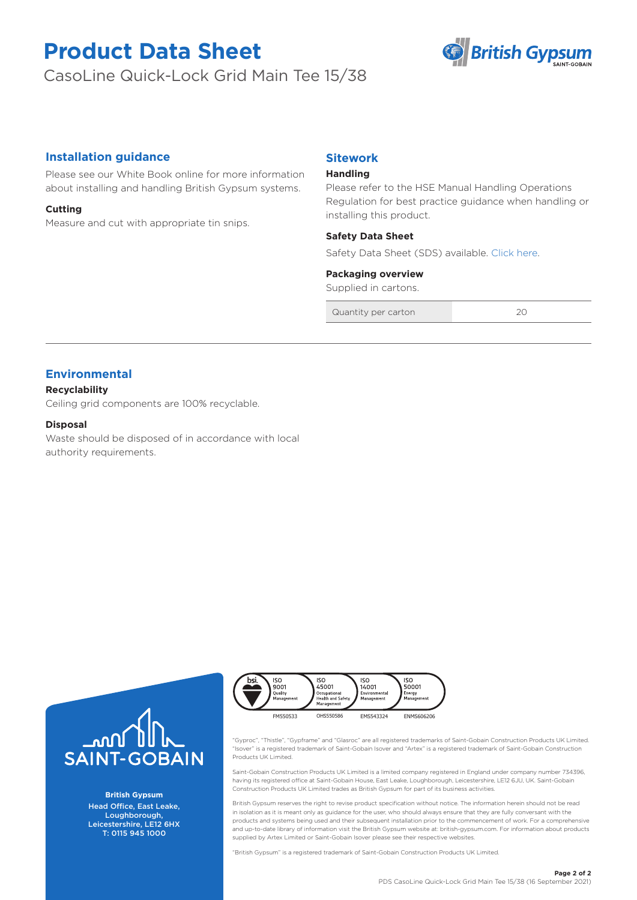# Product Data Sheet

CasoLine Quick-Lock Grid Main Tee 15/38

## Installation guidance

Please see our White Book online for more information about installing and handling British Gypsum systems.

**Cutting**

Measure and cut with appropriate tin snips.

## Sitework

**Handling**

Please refer to the HSE Manual Handling Operations Regulation for best practice guidance when handling or installing this product.

**Safety Data Sheet**

Safety Data Sheet (SDS) available. Click here.

**Packaging overview**

Supplied in cartons.

| | |
|---|---|
| Quantity per carton | 20 |

## Environmental

**Recyclability**

Ceiling grid components are 100% recyclable.

**Disposal**

Waste should be disposed of in accordance with local authority requirements.

SAINT-GOBAIN

**British Gypsum**
Head Office, East Leake, Loughborough, Leicestershire, LE12 6HX
T: 0115 945 1000

bsi. ISO 9001 Quality Management FM550533 | ISO 45001 Occupational Health and Safety Management OHS550586 | ISO 14001 Environmental Management EMS543324 | ISO 50001 Energy Management ENMS606206

"Gyproc", "Thistle", "Gypframe" and "Glasroc" are all registered trademarks of Saint-Gobain Construction Products UK Limited. "Isover" is a registered trademark of Saint-Gobain Isover and "Artex" is a registered trademark of Saint-Gobain Construction Products UK Limited.

Saint-Gobain Construction Products UK Limited is a limited company registered in England under company number 734396, having its registered office at Saint-Gobain House, East Leake, Loughborough, Leicestershire, LE12 6JU, UK. Saint-Gobain Construction Products UK Limited trades as British Gypsum for part of its business activities.

British Gypsum reserves the right to revise product specification without notice. The information herein should not be read in isolation as it is meant only as guidance for the user, who should always ensure that they are fully conversant with the products and systems being used and their subsequent installation prior to the commencement of work. For a comprehensive and up-to-date library of information visit the British Gypsum website at: british-gypsum.com. For information about products supplied by Artex Limited or Saint-Gobain Isover please see their respective websites.

"British Gypsum" is a registered trademark of Saint-Gobain Construction Products UK Limited.

PDS CasoLine Quick-Lock Grid Main Tee 15/38 (16 September 2021)